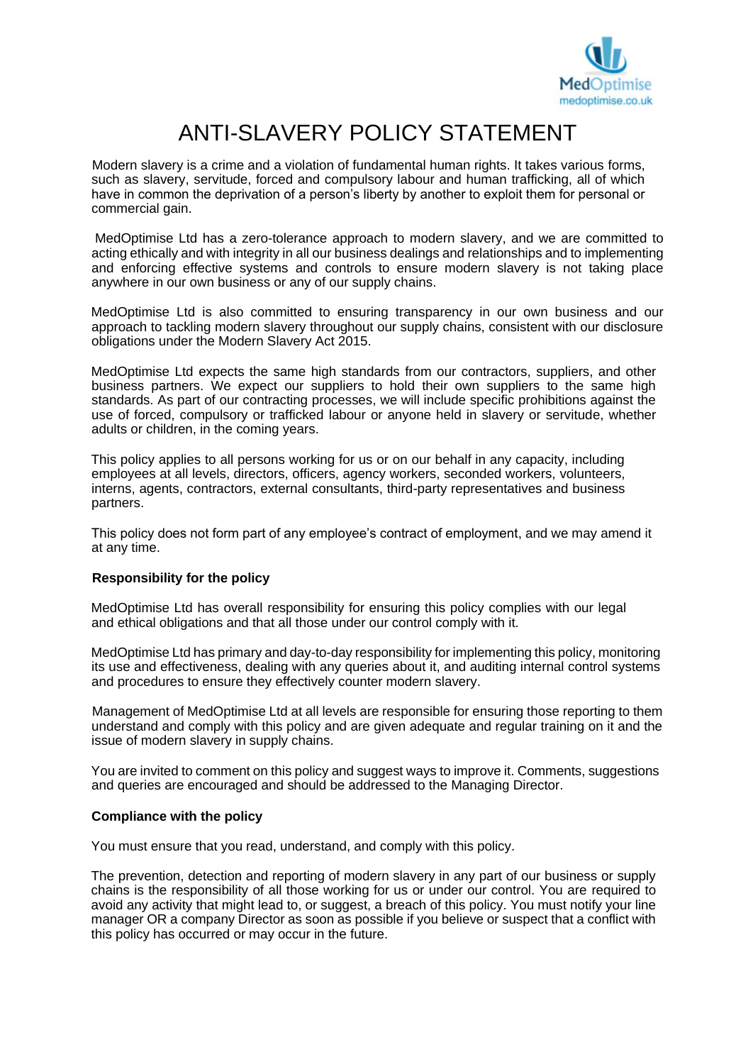# ANTI-SLAVERY POLICY STATEMENT

Modern slavery is a crime and a violation of fundamental human rights. It takes various forms, such as slavery, servitude, forced and compulsory labour and human trafficking, all of which have in common the deprivation of a person's liberty by another to exploit them for personal or commercial gain.

MedOptimise Ltd has a zero-tolerance approach to modern slavery, and we are committed to acting ethically and with integrity in all our business dealings and relationships and to implementing and enforcing effective systems and controls to ensure modern slavery is not taking place anywhere in our own business or any of our supply chains.

MedOptimise Ltd is also committed to ensuring transparency in our own business and our approach to tackling modern slavery throughout our supply chains, consistent with our disclosure obligations under the Modern Slavery Act 2015.

MedOptimise Ltd expects the same high standards from our contractors, suppliers, and other business partners. We expect our suppliers to hold their own suppliers to the same high standards. As part of our contracting processes, we will include specific prohibitions against the use of forced, compulsory or trafficked labour or anyone held in slavery or servitude, whether adults or children, in the coming years.

This policy applies to all persons working for us or on our behalf in any capacity, including employees at all levels, directors, officers, agency workers, seconded workers, volunteers, interns, agents, contractors, external consultants, third-party representatives and business partners.

This policy does not form part of any employee's contract of employment, and we may amend it at any time.

**Responsibility for the policy**

MedOptimise Ltd has overall responsibility for ensuring this policy complies with our legal and ethical obligations and that all those under our control comply with it.

MedOptimise Ltd has primary and day-to-day responsibility for implementing this policy, monitoring its use and effectiveness, dealing with any queries about it, and auditing internal control systems and procedures to ensure they effectively counter modern slavery.

Management of MedOptimise Ltd at all levels are responsible for ensuring those reporting to them understand and comply with this policy and are given adequate and regular training on it and the issue of modern slavery in supply chains.

You are invited to comment on this policy and suggest ways to improve it. Comments, suggestions and queries are encouraged and should be addressed to the Managing Director.

**Compliance with the policy**

You must ensure that you read, understand, and comply with this policy.

The prevention, detection and reporting of modern slavery in any part of our business or supply chains is the responsibility of all those working for us or under our control. You are required to avoid any activity that might lead to, or suggest, a breach of this policy. You must notify your line manager OR a company Director as soon as possible if you believe or suspect that a conflict with this policy has occurred or may occur in the future.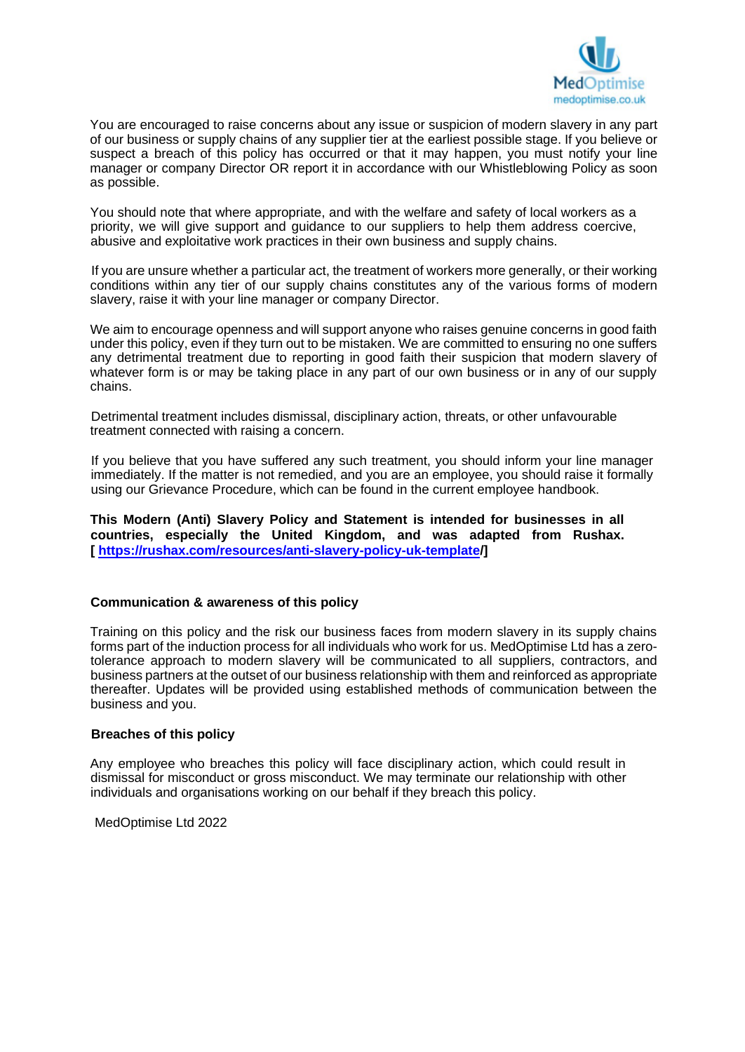You are encouraged to raise concerns about any issue or suspicion of modern slavery in any part of our business or supply chains of any supplier tier at the earliest possible stage. If you believe or suspect a breach of this policy has occurred or that it may happen, you must notify your line manager or company Director OR report it in accordance with our Whistleblowing Policy as soon as possible.

You should note that where appropriate, and with the welfare and safety of local workers as a priority, we will give support and guidance to our suppliers to help them address coercive, abusive and exploitative work practices in their own business and supply chains.

If you are unsure whether a particular act, the treatment of workers more generally, or their working conditions within any tier of our supply chains constitutes any of the various forms of modern slavery, raise it with your line manager or company Director.

We aim to encourage openness and will support anyone who raises genuine concerns in good faith under this policy, even if they turn out to be mistaken. We are committed to ensuring no one suffers any detrimental treatment due to reporting in good faith their suspicion that modern slavery of whatever form is or may be taking place in any part of our own business or in any of our supply chains.

Detrimental treatment includes dismissal, disciplinary action, threats, or other unfavourable treatment connected with raising a concern.

If you believe that you have suffered any such treatment, you should inform your line manager immediately. If the matter is not remedied, and you are an employee, you should raise it formally using our Grievance Procedure, which can be found in the current employee handbook.

**This Modern (Anti) Slavery Policy and Statement is intended for businesses in all countries, especially the United Kingdom, and was adapted from Rushax. [ https://rushax.com/resources/anti-slavery-policy-uk-template/]**

**Communication & awareness of this policy**

Training on this policy and the risk our business faces from modern slavery in its supply chains forms part of the induction process for all individuals who work for us. MedOptimise Ltd has a zero-tolerance approach to modern slavery will be communicated to all suppliers, contractors, and business partners at the outset of our business relationship with them and reinforced as appropriate thereafter. Updates will be provided using established methods of communication between the business and you.

**Breaches of this policy**

Any employee who breaches this policy will face disciplinary action, which could result in dismissal for misconduct or gross misconduct. We may terminate our relationship with other individuals and organisations working on our behalf if they breach this policy.

MedOptimise Ltd 2022